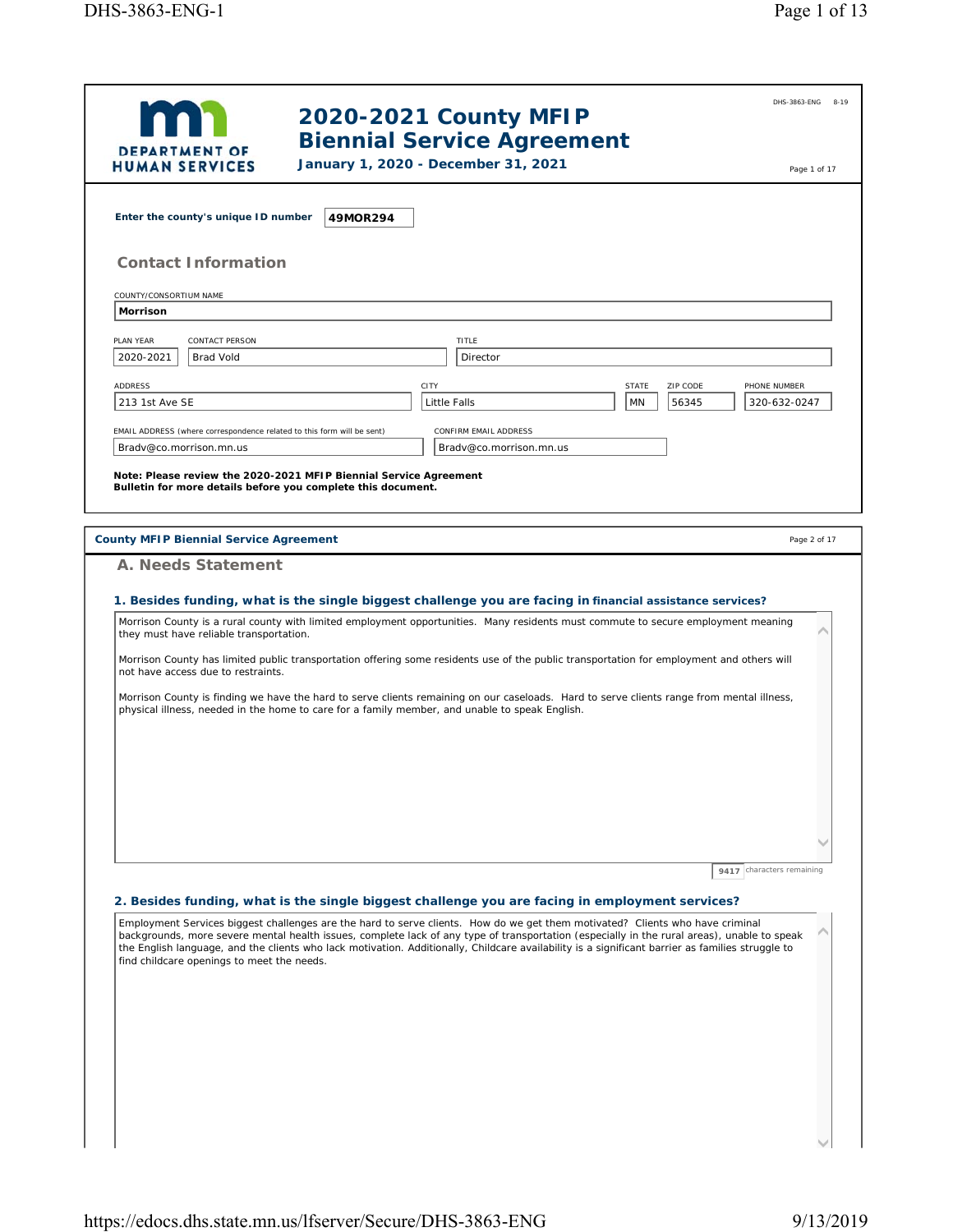# 2020-2021 County MFIP Biennial Service Agreement

**January 1, 2020 - December 31, 2021**

DHS-3863-ENG 8-19

**Enter the county's unique ID number** 49MOR294

## Contact Information

COUNTY/CONSORTIUM NAME: Morrison

| PLAN YEAR | CONTACT PERSON | TITLE |
| --- | --- | --- |
| 2020-2021 | Brad Vold | Director |

| ADDRESS | CITY | STATE | ZIP CODE | PHONE NUMBER |
| --- | --- | --- | --- | --- |
| 213 1st Ave SE | Little Falls | MN | 56345 | 320-632-0247 |

| EMAIL ADDRESS (where correspondence related to this form will be sent) | CONFIRM EMAIL ADDRESS |
| --- | --- |
| Bradv@co.morrison.mn.us | Bradv@co.morrison.mn.us |

**Note: Please review the 2020-2021 MFIP Biennial Service Agreement Bulletin for more details before you complete this document.**

---

**County MFIP Biennial Service Agreement**

## A. Needs Statement

### 1. Besides funding, what is the single biggest challenge you are facing in financial assistance services?

Morrison County is a rural county with limited employment opportunities. Many residents must commute to secure employment meaning they must have reliable transportation.

Morrison County has limited public transportation offering some residents use of the public transportation for employment and others will not have access due to restraints.

Morrison County is finding we have the hard to serve clients remaining on our caseloads. Hard to serve clients range from mental illness, physical illness, needed in the home to care for a family member, and unable to speak English.

9417 characters remaining

### 2. Besides funding, what is the single biggest challenge you are facing in employment services?

Employment Services biggest challenges are the hard to serve clients. How do we get them motivated? Clients who have criminal backgrounds, more severe mental health issues, complete lack of any type of transportation (especially in the rural areas), unable to speak the English language, and the clients who lack motivation. Additionally, Childcare availability is a significant barrier as families struggle to find childcare openings to meet the needs.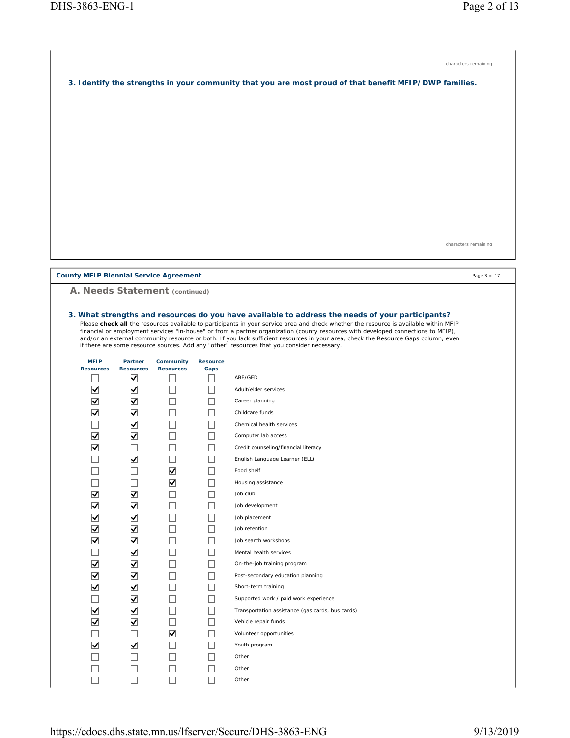characters remaining

**3. Identify the strengths in your community that you are most proud of that benefit MFIP/DWP families.**

characters remaining

**County MFIP Biennial Service Agreement**

## A. Needs Statement (continued)

### 3. What strengths and resources do you have available to address the needs of your participants?

Please **check all** the resources available to participants in your service area and check whether the resource is available within MFIP financial or employment services "in-house" or from a partner organization (county resources with developed connections to MFIP), and/or an external community resource or both. If you lack sufficient resources in your area, check the Resource Gaps column, even if there are some resource sources. Add any "other" resources that you consider necessary.

| MFIP Resources | Partner Resources | Community Resources | Resource Gaps | |
|---|---|---|---|---|
| ☐ | ☑ | ☐ | ☐ | ABE/GED |
| ☑ | ☑ | ☐ | ☐ | Adult/elder services |
| ☑ | ☑ | ☐ | ☐ | Career planning |
| ☑ | ☑ | ☐ | ☐ | Childcare funds |
| ☐ | ☑ | ☐ | ☐ | Chemical health services |
| ☑ | ☑ | ☐ | ☐ | Computer lab access |
| ☑ | ☐ | ☐ | ☐ | Credit counseling/financial literacy |
| ☐ | ☑ | ☐ | ☐ | English Language Learner (ELL) |
| ☐ | ☐ | ☑ | ☐ | Food shelf |
| ☐ | ☐ | ☑ | ☐ | Housing assistance |
| ☑ | ☑ | ☐ | ☐ | Job club |
| ☑ | ☑ | ☐ | ☐ | Job development |
| ☑ | ☑ | ☐ | ☐ | Job placement |
| ☑ | ☑ | ☐ | ☐ | Job retention |
| ☑ | ☑ | ☐ | ☐ | Job search workshops |
| ☐ | ☑ | ☐ | ☐ | Mental health services |
| ☑ | ☑ | ☐ | ☐ | On-the-job training program |
| ☑ | ☑ | ☐ | ☐ | Post-secondary education planning |
| ☑ | ☑ | ☐ | ☐ | Short-term training |
| ☐ | ☑ | ☐ | ☐ | Supported work / paid work experience |
| ☑ | ☑ | ☐ | ☐ | Transportation assistance (gas cards, bus cards) |
| ☑ | ☑ | ☐ | ☐ | Vehicle repair funds |
| ☐ | ☐ | ☑ | ☐ | Volunteer opportunities |
| ☑ | ☑ | ☐ | ☐ | Youth program |
| ☐ | ☐ | ☐ | ☐ | Other |
| ☐ | ☐ | ☐ | ☐ | Other |
| ☐ | ☐ | ☐ | ☐ | Other |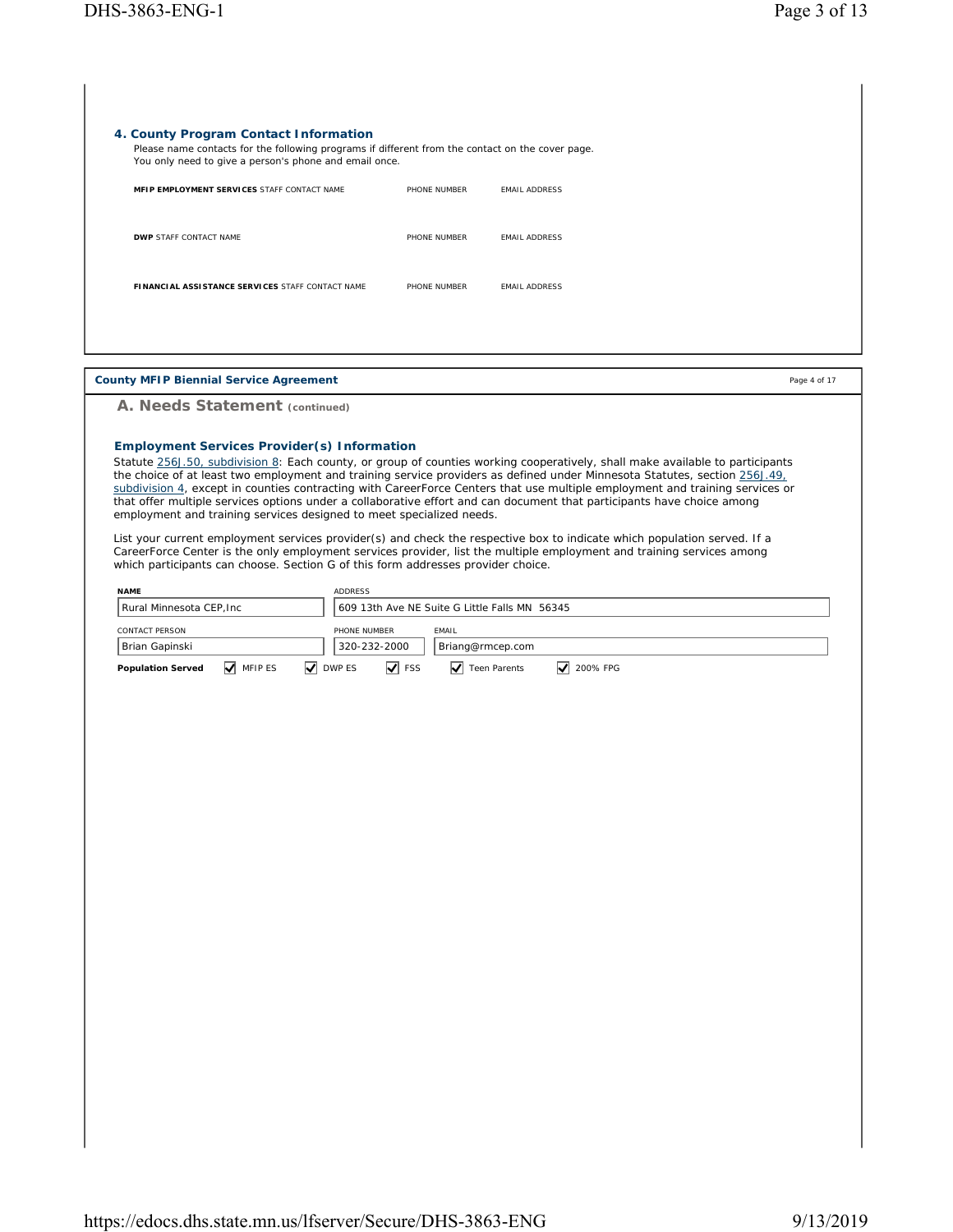### 4. County Program Contact Information

Please name contacts for the following programs if different from the contact on the cover page.
You only need to give a person's phone and email once.

| **MFIP EMPLOYMENT SERVICES** STAFF CONTACT NAME | PHONE NUMBER | EMAIL ADDRESS |
|---|---|---|
| | | |

| **DWP** STAFF CONTACT NAME | PHONE NUMBER | EMAIL ADDRESS |
|---|---|---|
| | | |

| **FINANCIAL ASSISTANCE SERVICES** STAFF CONTACT NAME | PHONE NUMBER | EMAIL ADDRESS |
|---|---|---|
| | | |

**County MFIP Biennial Service Agreement**

## A. Needs Statement (continued)

### Employment Services Provider(s) Information

Statute 256J.50, subdivision 8: Each county, or group of counties working cooperatively, shall make available to participants the choice of at least two employment and training service providers as defined under Minnesota Statutes, section 256J.49, subdivision 4, except in counties contracting with CareerForce Centers that use multiple employment and training services or that offer multiple services options under a collaborative effort and can document that participants have choice among employment and training services designed to meet specialized needs.

List your current employment services provider(s) and check the respective box to indicate which population served. If a CareerForce Center is the only employment services provider, list the multiple employment and training services among which participants can choose. Section G of this form addresses provider choice.

| NAME | ADDRESS |
|---|---|
| Rural Minnesota CEP,Inc | 609 13th Ave NE Suite G Little Falls MN 56345 |

| CONTACT PERSON | PHONE NUMBER | EMAIL |
|---|---|---|
| Brian Gapinski | 320-232-2000 | Briang@rmcep.com |

**Population Served** ☑ MFIP ES ☑ DWP ES ☑ FSS ☑ Teen Parents ☑ 200% FPG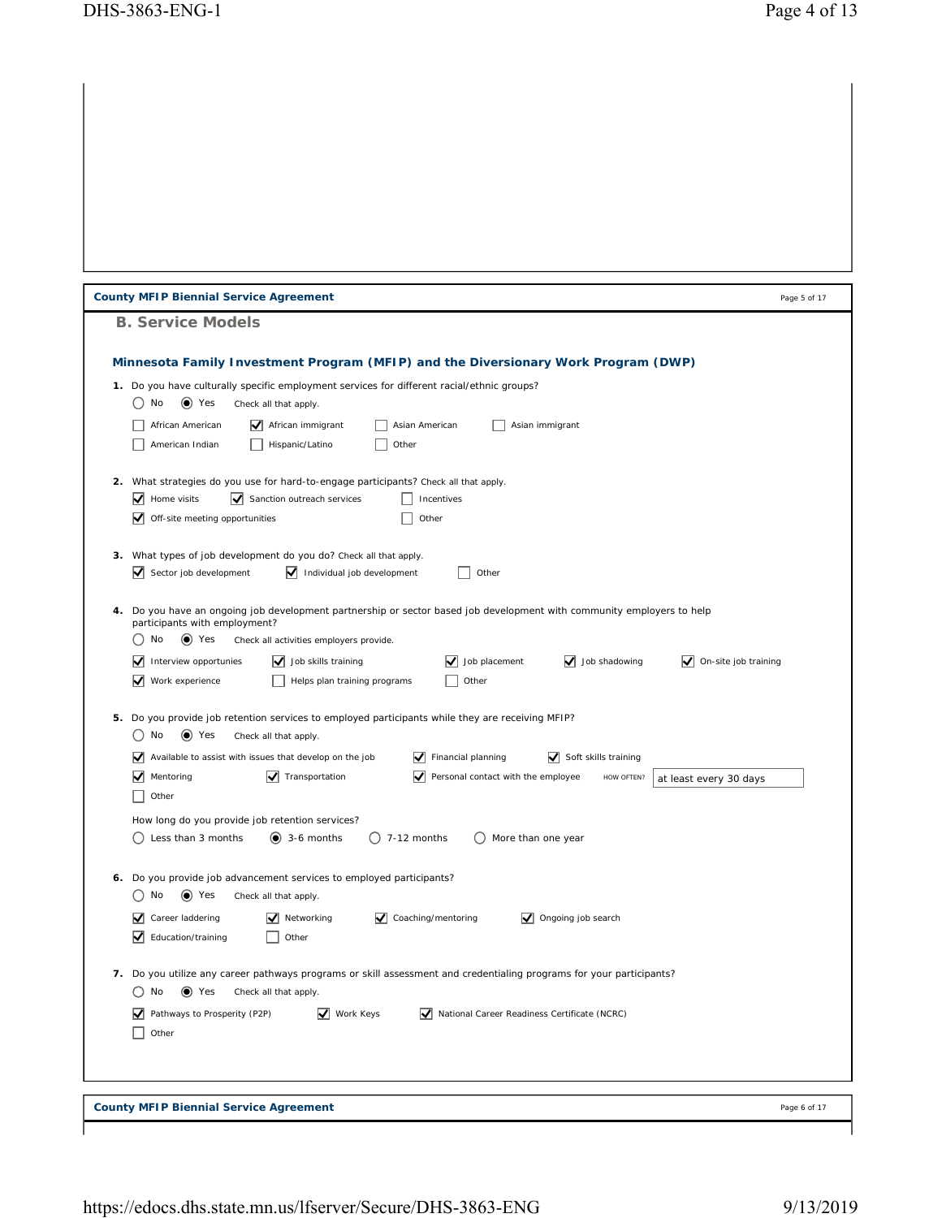**County MFIP Biennial Service Agreement**

## B. Service Models

### Minnesota Family Investment Program (MFIP) and the Diversionary Work Program (DWP)

**1.** Do you have culturally specific employment services for different racial/ethnic groups?

○ No ◉ Yes Check all that apply.

- ☐ African American
- ☑ African immigrant
- ☐ Asian American
- ☐ Asian immigrant
- ☐ American Indian
- ☐ Hispanic/Latino
- ☐ Other

**2.** What strategies do you use for hard-to-engage participants? Check all that apply.

- ☑ Home visits
- ☑ Sanction outreach services
- ☐ Incentives
- ☑ Off-site meeting opportunities
- ☐ Other

**3.** What types of job development do you do? Check all that apply.

- ☑ Sector job development
- ☑ Individual job development
- ☐ Other

**4.** Do you have an ongoing job development partnership or sector based job development with community employers to help participants with employment?

○ No ◉ Yes Check all activities employers provide.

- ☑ Interview opportunties
- ☑ Job skills training
- ☑ Job placement
- ☑ Job shadowing
- ☑ On-site job training
- ☑ Work experience
- ☐ Helps plan training programs
- ☐ Other

**5.** Do you provide job retention services to employed participants while they are receiving MFIP?

○ No ◉ Yes Check all that apply.

- ☑ Available to assist with issues that develop on the job
- ☑ Financial planning
- ☑ Soft skills training
- ☑ Mentoring
- ☑ Transportation
- ☑ Personal contact with the employee HOW OFTEN? at least every 30 days
- ☐ Other

How long do you provide job retention services?

○ Less than 3 months ◉ 3-6 months ○ 7-12 months ○ More than one year

**6.** Do you provide job advancement services to employed participants?

○ No ◉ Yes Check all that apply.

- ☑ Career laddering
- ☑ Networking
- ☑ Coaching/mentoring
- ☑ Ongoing job search
- ☑ Education/training
- ☐ Other

**7.** Do you utilize any career pathways programs or skill assessment and credentialing programs for your participants?

○ No ◉ Yes Check all that apply.

- ☑ Pathways to Prosperity (P2P)
- ☑ Work Keys
- ☑ National Career Readiness Certificate (NCRC)
- ☐ Other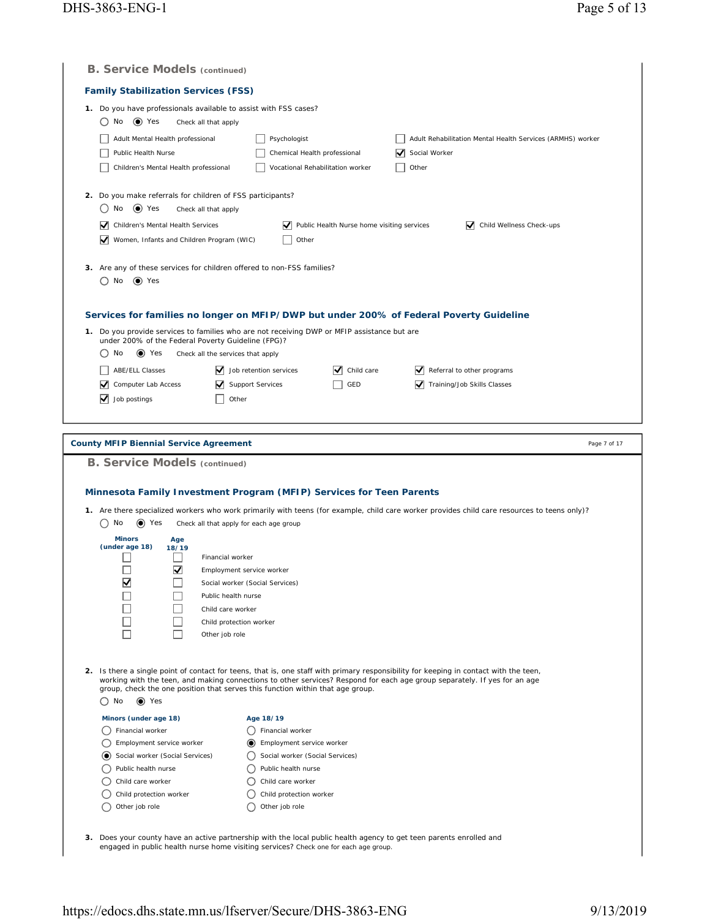## B. Service Models (continued)

### Family Stabilization Services (FSS)

**1.** Do you have professionals available to assist with FSS cases?

○ No ◉ Yes Check all that apply

- ☐ Adult Mental Health professional
- ☐ Psychologist
- ☐ Adult Rehabilitation Mental Health Services (ARMHS) worker
- ☐ Public Health Nurse
- ☐ Chemical Health professional
- ☑ Social Worker
- ☐ Children's Mental Health professional
- ☐ Vocational Rehabilitation worker
- ☐ Other

**2.** Do you make referrals for children of FSS participants?

○ No ◉ Yes Check all that apply

- ☑ Children's Mental Health Services
- ☑ Public Health Nurse home visiting services
- ☑ Child Wellness Check-ups
- ☑ Women, Infants and Children Program (WIC)
- ☐ Other

**3.** Are any of these services for children offered to non-FSS families?

○ No ◉ Yes

### Services for families no longer on MFIP/DWP but under 200% of Federal Poverty Guideline

**1.** Do you provide services to families who are not receiving DWP or MFIP assistance but are under 200% of the Federal Poverty Guideline (FPG)?

○ No ◉ Yes Check all the services that apply

- ☐ ABE/ELL Classes
- ☑ Job retention services
- ☑ Child care
- ☑ Referral to other programs
- ☑ Computer Lab Access
- ☑ Support Services
- ☐ GED
- ☑ Training/Job Skills Classes
- ☑ Job postings
- ☐ Other

**County MFIP Biennial Service Agreement**

## B. Service Models (continued)

### Minnesota Family Investment Program (MFIP) Services for Teen Parents

**1.** Are there specialized workers who work primarily with teens (for example, child care worker provides child care resources to teens only)?

○ No ◉ Yes Check all that apply for each age group

| Minors (under age 18) | Age 18/19 | |
|---|---|---|
| ☐ | ☐ | Financial worker |
| ☐ | ☑ | Employment service worker |
| ☑ | ☐ | Social worker (Social Services) |
| ☐ | ☐ | Public health nurse |
| ☐ | ☐ | Child care worker |
| ☐ | ☐ | Child protection worker |
| ☐ | ☐ | Other job role |

**2.** Is there a single point of contact for teens, that is, one staff with primary responsibility for keeping in contact with the teen, working with the teen, and making connections to other services? Respond for each age group separately. If yes for an age group, check the one position that serves this function within that age group.

○ No ◉ Yes

| Minors (under age 18) | Age 18/19 |
|---|---|
| ○ Financial worker | ○ Financial worker |
| ○ Employment service worker | ◉ Employment service worker |
| ◉ Social worker (Social Services) | ○ Social worker (Social Services) |
| ○ Public health nurse | ○ Public health nurse |
| ○ Child care worker | ○ Child care worker |
| ○ Child protection worker | ○ Child protection worker |
| ○ Other job role | ○ Other job role |

**3.** Does your county have an active partnership with the local public health agency to get teen parents enrolled and engaged in public health nurse home visiting services? Check one for each age group.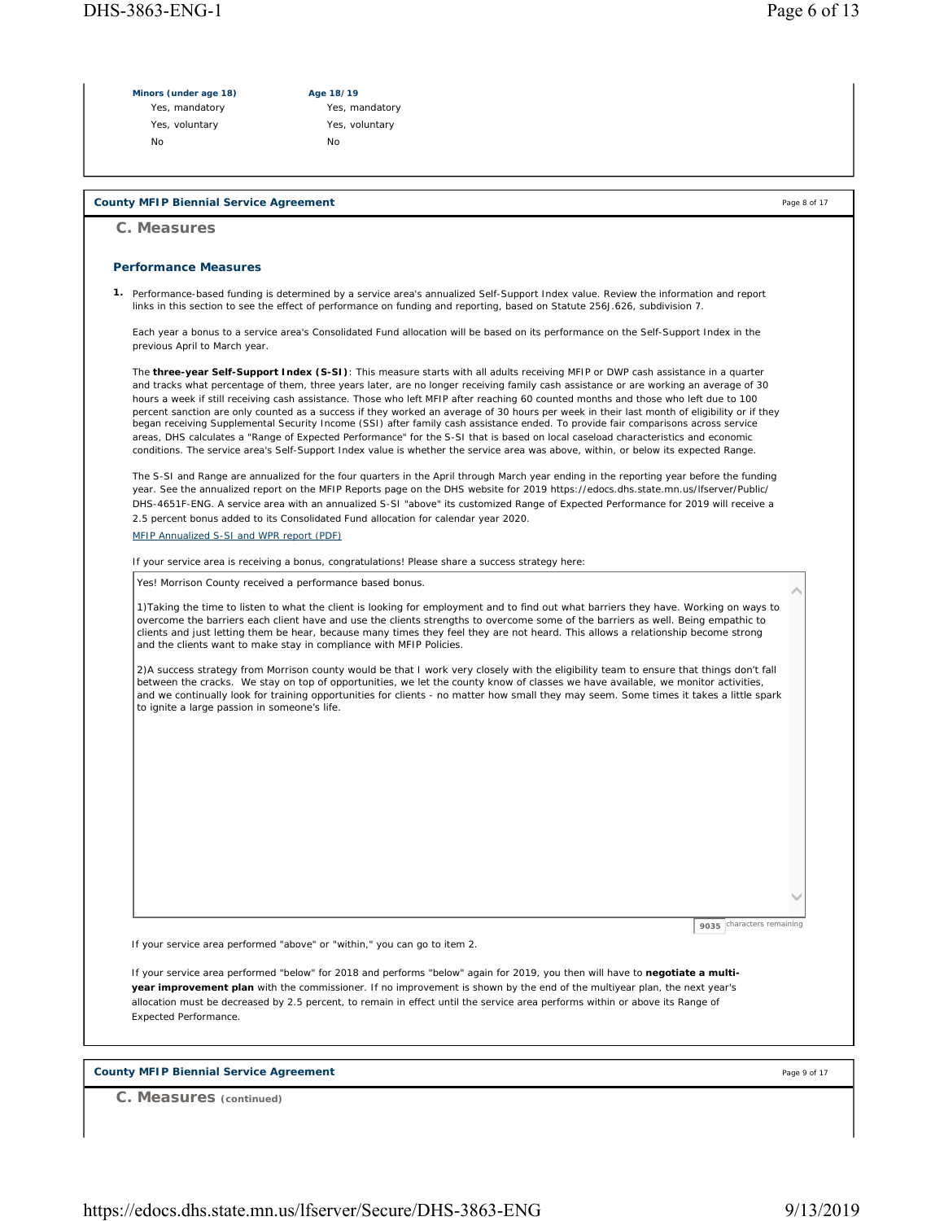| Minors (under age 18) | Age 18/19 |
|---|---|
| Yes, mandatory | Yes, mandatory |
| Yes, voluntary | Yes, voluntary |
| No | No |

**County MFIP Biennial Service Agreement**

## C. Measures

### Performance Measures

1. Performance-based funding is determined by a service area's annualized Self-Support Index value. Review the information and report links in this section to see the effect of performance on funding and reporting, based on Statute 256J.626, subdivision 7.

   Each year a bonus to a service area's Consolidated Fund allocation will be based on its performance on the Self-Support Index in the previous April to March year.

   The **three-year Self-Support Index (S-SI)**: This measure starts with all adults receiving MFIP or DWP cash assistance in a quarter and tracks what percentage of them, three years later, are no longer receiving family cash assistance or are working an average of 30 hours a week if still receiving cash assistance. Those who left MFIP after reaching 60 counted months and those who left due to 100 percent sanction are only counted as a success if they worked an average of 30 hours per week in their last month of eligibility or if they began receiving Supplemental Security Income (SSI) after family cash assistance ended. To provide fair comparisons across service areas, DHS calculates a "Range of Expected Performance" for the S-SI that is based on local caseload characteristics and economic conditions. The service area's Self-Support Index value is whether the service area was above, within, or below its expected Range.

   The S-SI and Range are annualized for the four quarters in the April through March year ending in the reporting year before the funding year. See the annualized report on the MFIP Reports page on the DHS website for 2019 https://edocs.dhs.state.mn.us/lfserver/Public/DHS-4651F-ENG. A service area with an annualized S-SI "above" its customized Range of Expected Performance for 2019 will receive a 2.5 percent bonus added to its Consolidated Fund allocation for calendar year 2020.

   MFIP Annualized S-SI and WPR report (PDF)

   If your service area is receiving a bonus, congratulations! Please share a success strategy here:

   Yes! Morrison County received a performance based bonus.

   1)Taking the time to listen to what the client is looking for employment and to find out what barriers they have. Working on ways to overcome the barriers each client have and use the clients strengths to overcome some of the barriers as well. Being empathic to clients and just letting them be hear, because many times they feel they are not heard. This allows a relationship become strong and the clients want to make stay in compliance with MFIP Policies.

   2)A success strategy from Morrison county would be that I work very closely with the eligibility team to ensure that things don't fall between the cracks. We stay on top of opportunities, we let the county know of classes we have available, we monitor activities, and we continually look for training opportunities for clients - no matter how small they may seem. Some times it takes a little spark to ignite a large passion in someone's life.

   9035 characters remaining

   If your service area performed "above" or "within," you can go to item 2.

   If your service area performed "below" for 2018 and performs "below" again for 2019, you then will have to **negotiate a multi-year improvement plan** with the commissioner. If no improvement is shown by the end of the multiyear plan, the next year's allocation must be decreased by 2.5 percent, to remain in effect until the service area performs within or above its Range of Expected Performance.

**County MFIP Biennial Service Agreement**

## C. Measures (continued)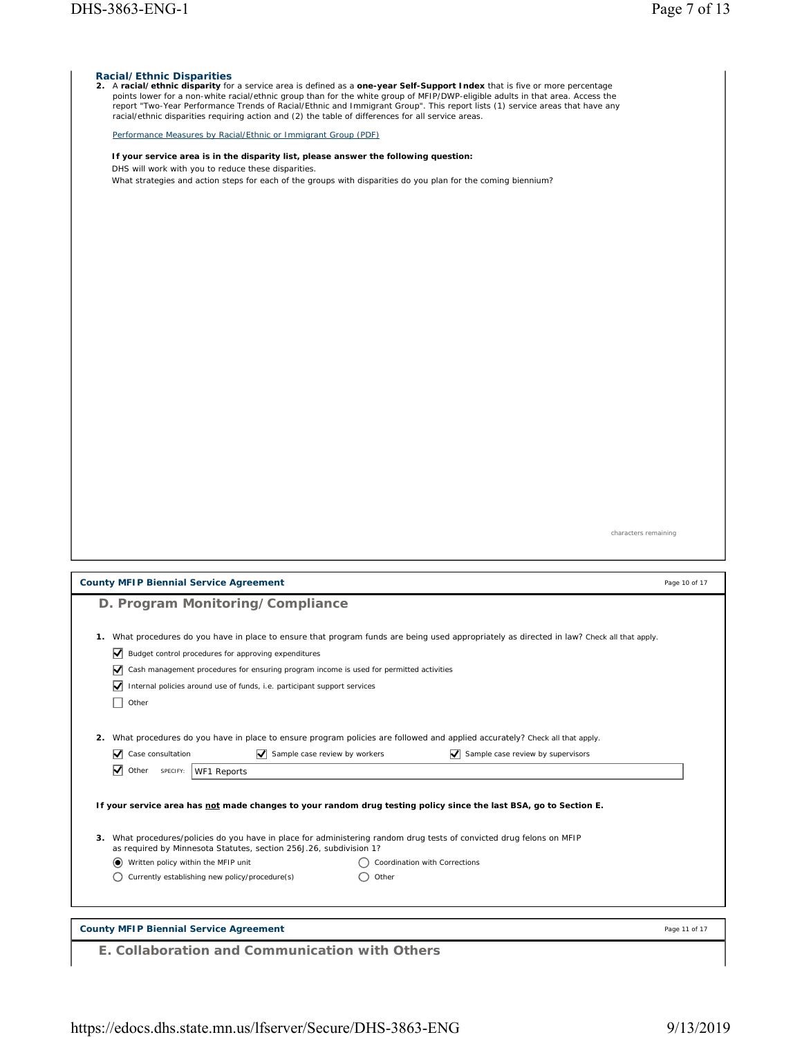### Racial/Ethnic Disparities

**2.** A **racial/ethnic disparity** for a service area is defined as a **one-year Self-Support Index** that is five or more percentage points lower for a non-white racial/ethnic group than for the white group of MFIP/DWP-eligible adults in that area. Access the report "Two-Year Performance Trends of Racial/Ethnic and Immigrant Group". This report lists (1) service areas that have any racial/ethnic disparities requiring action and (2) the table of differences for all service areas.

Performance Measures by Racial/Ethnic or Immigrant Group (PDF)

**If your service area is in the disparity list, please answer the following question:**

DHS will work with you to reduce these disparities.

What strategies and action steps for each of the groups with disparities do you plan for the coming biennium?

characters remaining

**County MFIP Biennial Service Agreement**

## D. Program Monitoring/Compliance

**1.** What procedures do you have in place to ensure that program funds are being used appropriately as directed in law? Check all that apply.

- [x] Budget control procedures for approving expenditures
- [x] Cash management procedures for ensuring program income is used for permitted activities
- [x] Internal policies around use of funds, i.e. participant support services
- [ ] Other

**2.** What procedures do you have in place to ensure program policies are followed and applied accurately? Check all that apply.

- [x] Case consultation
- [x] Sample case review by workers
- [x] Sample case review by supervisors
- [x] Other SPECIFY: WF1 Reports

**If your service area has not made changes to your random drug testing policy since the last BSA, go to Section E.**

**3.** What procedures/policies do you have in place for administering random drug tests of convicted drug felons on MFIP as required by Minnesota Statutes, section 256J.26, subdivision 1?

- (●) Written policy within the MFIP unit
- ( ) Coordination with Corrections
- ( ) Currently establishing new policy/procedure(s)
- ( ) Other

**County MFIP Biennial Service Agreement**

## E. Collaboration and Communication with Others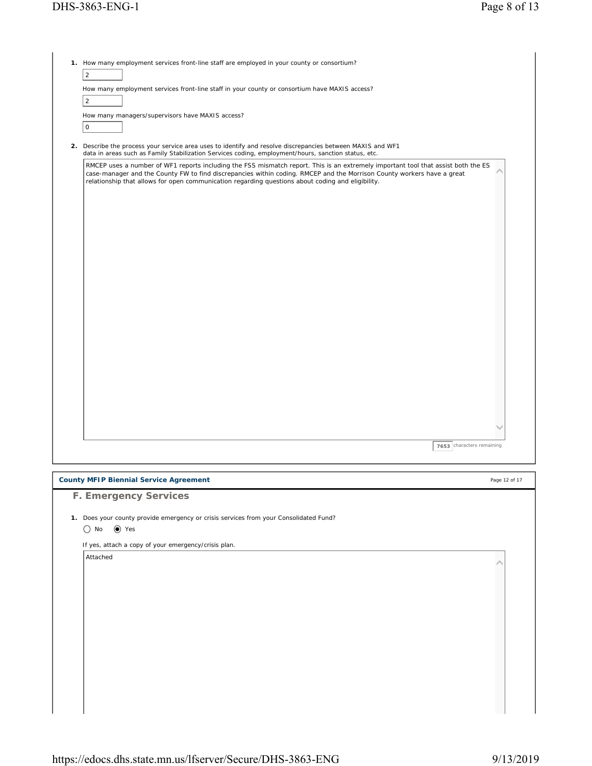1. How many employment services front-line staff are employed in your county or consortium?

2

How many employment services front-line staff in your county or consortium have MAXIS access?

2

How many managers/supervisors have MAXIS access?

0

2. Describe the process your service area uses to identify and resolve discrepancies between MAXIS and WF1 data in areas such as Family Stabilization Services coding, employment/hours, sanction status, etc.

RMCEP uses a number of WF1 reports including the FSS mismatch report. This is an extremely important tool that assist both the ES case-manager and the County FW to find discrepancies within coding. RMCEP and the Morrison County workers have a great relationship that allows for open communication regarding questions about coding and eligibility.

7653 characters remaining

**County MFIP Biennial Service Agreement**

## F. Emergency Services

1. Does your county provide emergency or crisis services from your Consolidated Fund?

○ No ◉ Yes

If yes, attach a copy of your emergency/crisis plan.

Attached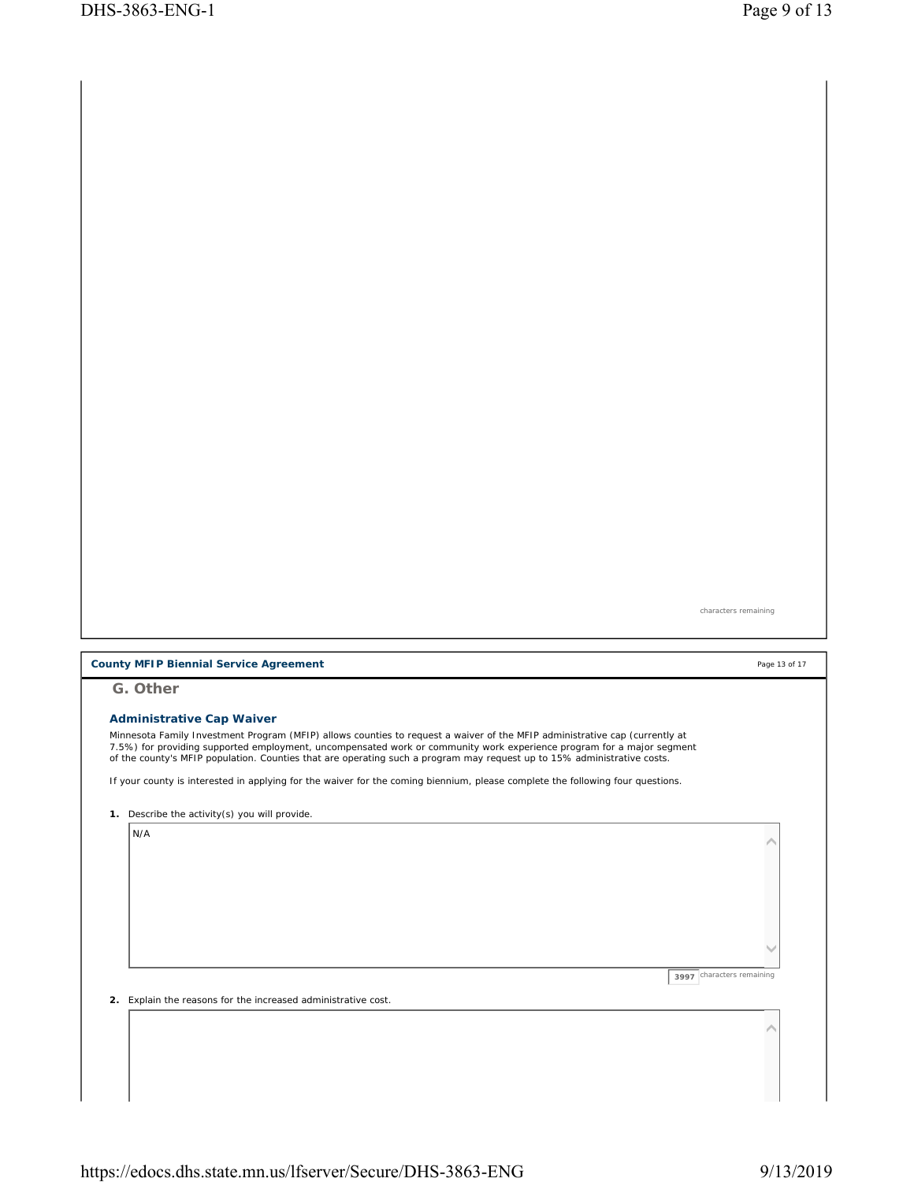characters remaining

**County MFIP Biennial Service Agreement**

## G. Other

### Administrative Cap Waiver

Minnesota Family Investment Program (MFIP) allows counties to request a waiver of the MFIP administrative cap (currently at 7.5%) for providing supported employment, uncompensated work or community work experience program for a major segment of the county's MFIP population. Counties that are operating such a program may request up to 15% administrative costs.

If your county is interested in applying for the waiver for the coming biennium, please complete the following four questions.

**1.** Describe the activity(s) you will provide.

N/A

3997 characters remaining

**2.** Explain the reasons for the increased administrative cost.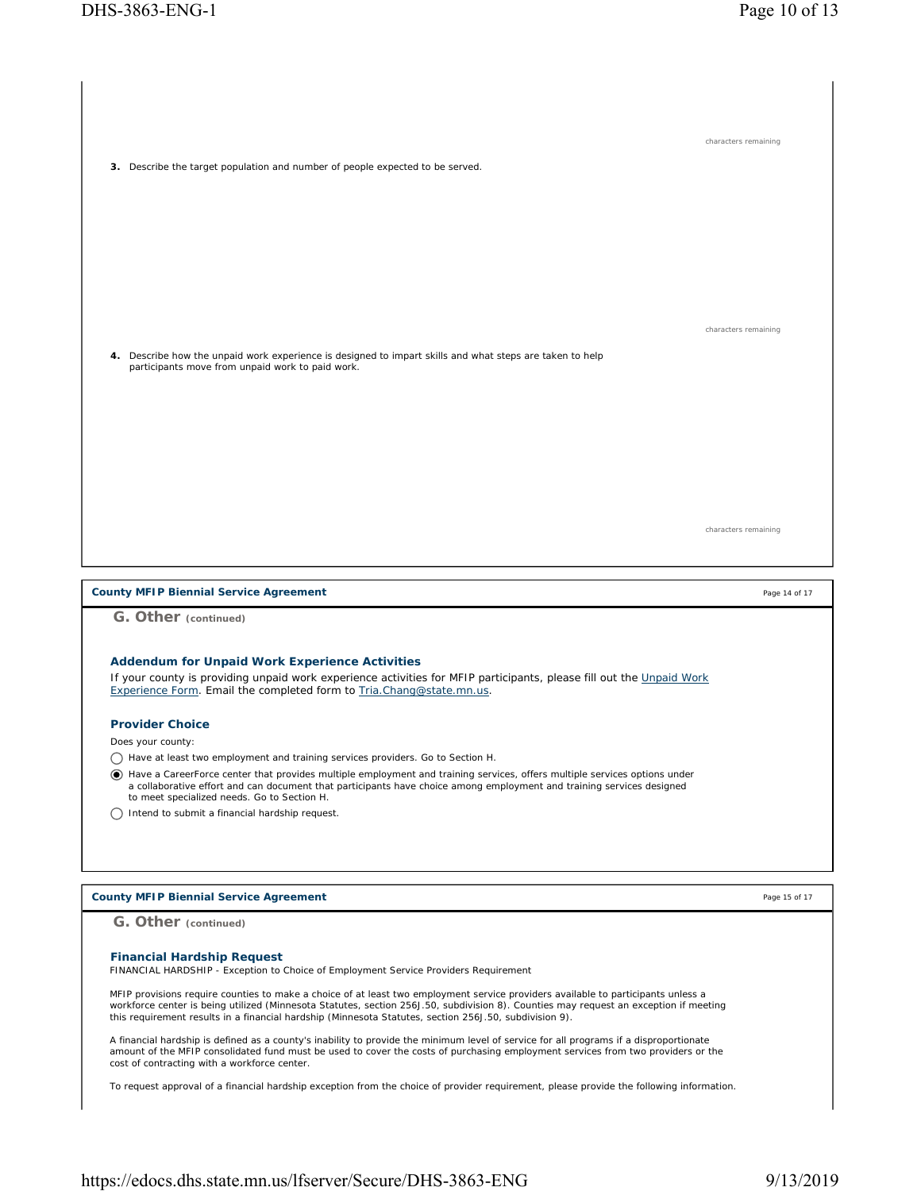characters remaining

3. Describe the target population and number of people expected to be served.

characters remaining

4. Describe how the unpaid work experience is designed to impart skills and what steps are taken to help participants move from unpaid work to paid work.

characters remaining

**County MFIP Biennial Service Agreement**

## G. Other (continued)

### Addendum for Unpaid Work Experience Activities

If your county is providing unpaid work experience activities for MFIP participants, please fill out the Unpaid Work Experience Form. Email the completed form to Tria.Chang@state.mn.us.

### Provider Choice

Does your county:

- ○ Have at least two employment and training services providers. Go to Section H.
- ◉ Have a CareerForce center that provides multiple employment and training services, offers multiple services options under a collaborative effort and can document that participants have choice among employment and training services designed to meet specialized needs. Go to Section H.
- ○ Intend to submit a financial hardship request.

**County MFIP Biennial Service Agreement**

## G. Other (continued)

### Financial Hardship Request

FINANCIAL HARDSHIP - Exception to Choice of Employment Service Providers Requirement

MFIP provisions require counties to make a choice of at least two employment service providers available to participants unless a workforce center is being utilized (Minnesota Statutes, section 256J.50, subdivision 8). Counties may request an exception if meeting this requirement results in a financial hardship (Minnesota Statutes, section 256J.50, subdivision 9).

A financial hardship is defined as a county's inability to provide the minimum level of service for all programs if a disproportionate amount of the MFIP consolidated fund must be used to cover the costs of purchasing employment services from two providers or the cost of contracting with a workforce center.

To request approval of a financial hardship exception from the choice of provider requirement, please provide the following information.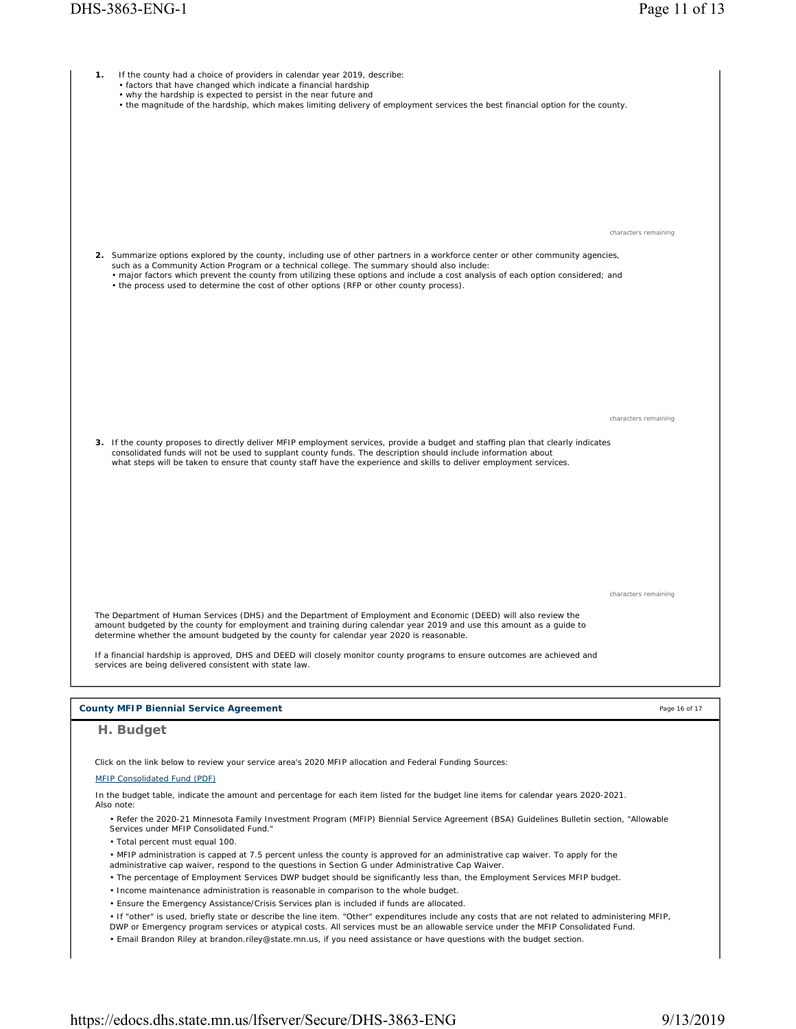1. If the county had a choice of providers in calendar year 2019, describe:
   • factors that have changed which indicate a financial hardship
   • why the hardship is expected to persist in the near future and
   • the magnitude of the hardship, which makes limiting delivery of employment services the best financial option for the county.

characters remaining

2. Summarize options explored by the county, including use of other partners in a workforce center or other community agencies, such as a Community Action Program or a technical college. The summary should also include:
   • major factors which prevent the county from utilizing these options and include a cost analysis of each option considered; and
   • the process used to determine the cost of other options (RFP or other county process).

characters remaining

3. If the county proposes to directly deliver MFIP employment services, provide a budget and staffing plan that clearly indicates consolidated funds will not be used to supplant county funds. The description should include information about what steps will be taken to ensure that county staff have the experience and skills to deliver employment services.

characters remaining

The Department of Human Services (DHS) and the Department of Employment and Economic (DEED) will also review the amount budgeted by the county for employment and training during calendar year 2019 and use this amount as a guide to determine whether the amount budgeted by the county for calendar year 2020 is reasonable.

If a financial hardship is approved, DHS and DEED will closely monitor county programs to ensure outcomes are achieved and services are being delivered consistent with state law.

**County MFIP Biennial Service Agreement**

## H. Budget

Click on the link below to review your service area's 2020 MFIP allocation and Federal Funding Sources:

MFIP Consolidated Fund (PDF)

In the budget table, indicate the amount and percentage for each item listed for the budget line items for calendar years 2020-2021. Also note:

- Refer the 2020-21 Minnesota Family Investment Program (MFIP) Biennial Service Agreement (BSA) Guidelines Bulletin section, "Allowable Services under MFIP Consolidated Fund."
- Total percent must equal 100.
- MFIP administration is capped at 7.5 percent unless the county is approved for an administrative cap waiver. To apply for the administrative cap waiver, respond to the questions in Section G under Administrative Cap Waiver.
- The percentage of Employment Services DWP budget should be significantly less than, the Employment Services MFIP budget.
- Income maintenance administration is reasonable in comparison to the whole budget.
- Ensure the Emergency Assistance/Crisis Services plan is included if funds are allocated.
- If "other" is used, briefly state or describe the line item. "Other" expenditures include any costs that are not related to administering MFIP, DWP or Emergency program services or atypical costs. All services must be an allowable service under the MFIP Consolidated Fund.
- Email Brandon Riley at brandon.riley@state.mn.us, if you need assistance or have questions with the budget section.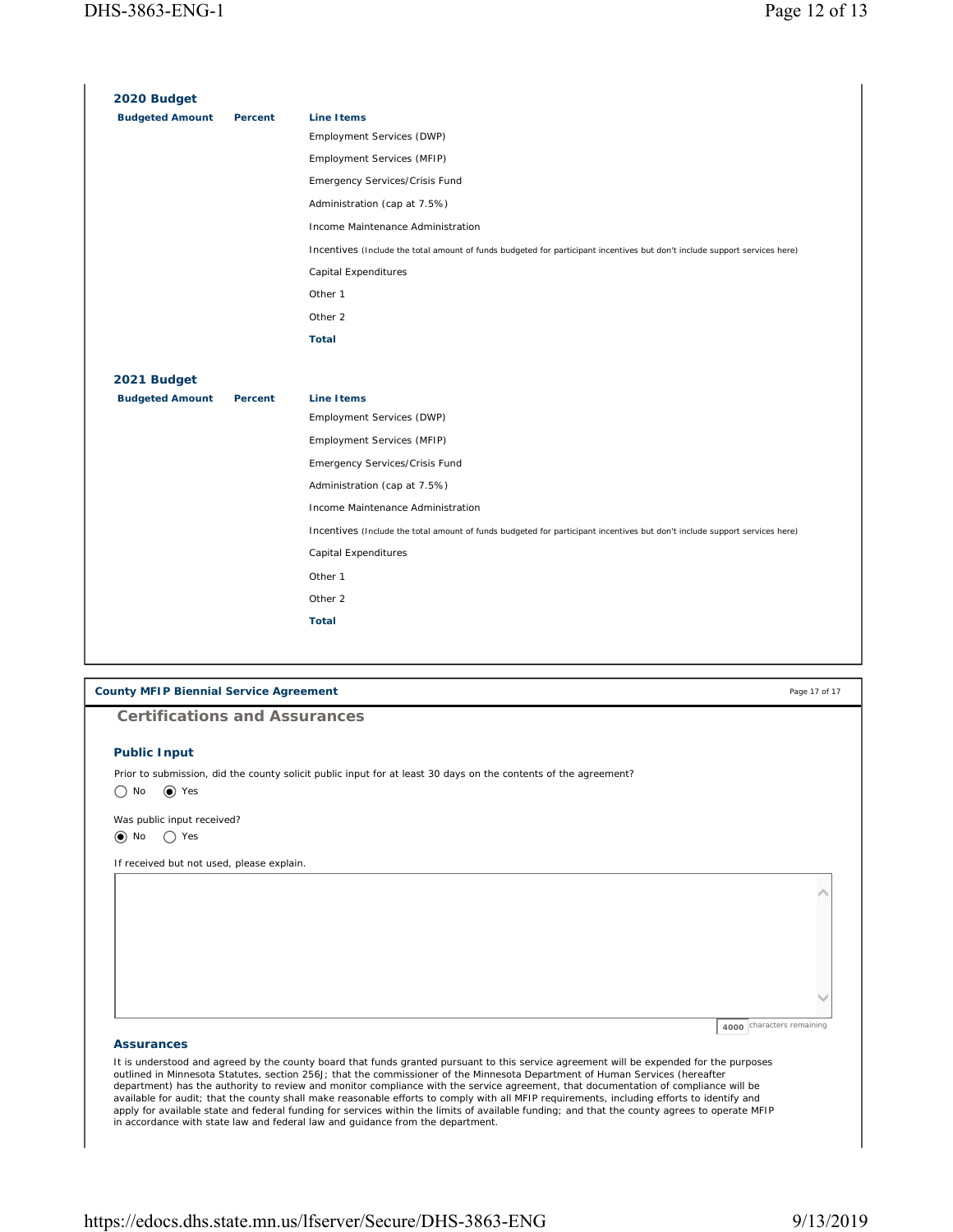### 2020 Budget

| Budgeted Amount | Percent | Line Items |
| --- | --- | --- |
| | | Employment Services (DWP) |
| | | Employment Services (MFIP) |
| | | Emergency Services/Crisis Fund |
| | | Administration (cap at 7.5%) |
| | | Income Maintenance Administration |
| | | Incentives (Include the total amount of funds budgeted for participant incentives but don't include support services here) |
| | | Capital Expenditures |
| | | Other 1 |
| | | Other 2 |
| | | **Total** |

### 2021 Budget

| Budgeted Amount | Percent | Line Items |
| --- | --- | --- |
| | | Employment Services (DWP) |
| | | Employment Services (MFIP) |
| | | Emergency Services/Crisis Fund |
| | | Administration (cap at 7.5%) |
| | | Income Maintenance Administration |
| | | Incentives (Include the total amount of funds budgeted for participant incentives but don't include support services here) |
| | | Capital Expenditures |
| | | Other 1 |
| | | Other 2 |
| | | **Total** |

**County MFIP Biennial Service Agreement**

## Certifications and Assurances

### Public Input

Prior to submission, did the county solicit public input for at least 30 days on the contents of the agreement?

○ No ◉ Yes

Was public input received?

◉ No ○ Yes

If received but not used, please explain.

4000 characters remaining

### Assurances

It is understood and agreed by the county board that funds granted pursuant to this service agreement will be expended for the purposes outlined in Minnesota Statutes, section 256J; that the commissioner of the Minnesota Department of Human Services (hereafter department) has the authority to review and monitor compliance with the service agreement, that documentation of compliance will be available for audit; that the county shall make reasonable efforts to comply with all MFIP requirements, including efforts to identify and apply for available state and federal funding for services within the limits of available funding; and that the county agrees to operate MFIP in accordance with state law and federal law and guidance from the department.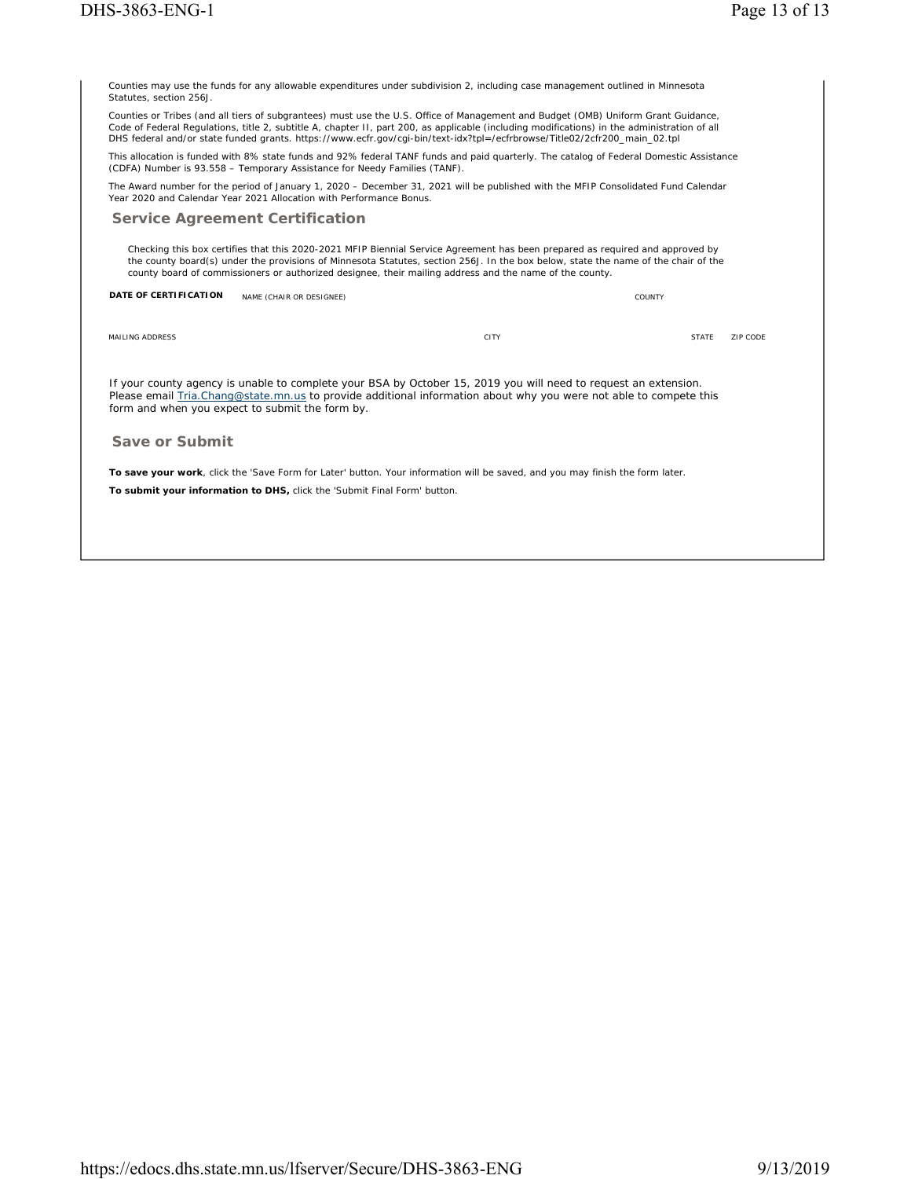Counties may use the funds for any allowable expenditures under subdivision 2, including case management outlined in Minnesota Statutes, section 256J.

Counties or Tribes (and all tiers of subgrantees) must use the U.S. Office of Management and Budget (OMB) Uniform Grant Guidance, Code of Federal Regulations, title 2, subtitle A, chapter II, part 200, as applicable (including modifications) in the administration of all DHS federal and/or state funded grants. https://www.ecfr.gov/cgi-bin/text-idx?tpl=/ecfrbrowse/Title02/2cfr200_main_02.tpl

This allocation is funded with 8% state funds and 92% federal TANF funds and paid quarterly. The catalog of Federal Domestic Assistance (CDFA) Number is 93.558 – Temporary Assistance for Needy Families (TANF).

The Award number for the period of January 1, 2020 – December 31, 2021 will be published with the MFIP Consolidated Fund Calendar Year 2020 and Calendar Year 2021 Allocation with Performance Bonus.

## Service Agreement Certification

*Checking this box certifies that this 2020-2021 MFIP Biennial Service Agreement has been prepared as required and approved by the county board(s) under the provisions of Minnesota Statutes, section 256J. In the box below, state the name of the chair of the county board of commissioners or authorized designee, their mailing address and the name of the county.*

| DATE OF CERTIFICATION | NAME (CHAIR OR DESIGNEE) | COUNTY | |
|---|---|---|---|
| | | | |
| MAILING ADDRESS | CITY | STATE | ZIP CODE |
| | | | |

*If your county agency is unable to complete your BSA by October 15, 2019 you will need to request an extension. Please email Tria.Chang@state.mn.us to provide additional information about why you were not able to compete this form and when you expect to submit the form by.*

## Save or Submit

**To save your work**, click the 'Save Form for Later' button. Your information will be saved, and you may finish the form later.

**To submit your information to DHS,** click the 'Submit Final Form' button.